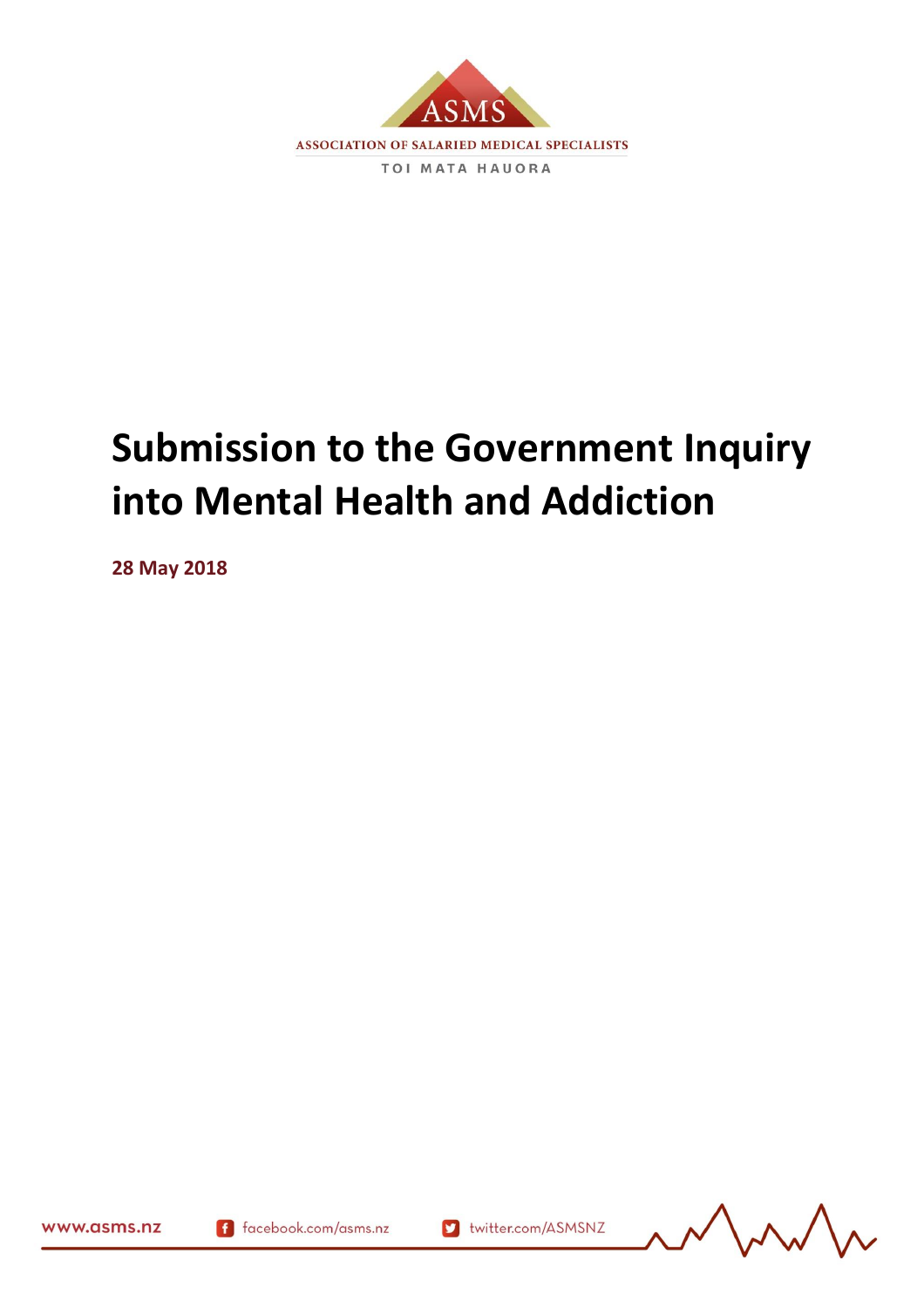ASMS

ASSOCIATION OF SALARIED MEDICAL SPECIALISTS

TOI MATA HAUORA

# Submission to the Government Inquiry into Mental Health and Addiction

**28 May 2018**

www.asms.nz    facebook.com/asms.nz    twitter.com/ASMSNZ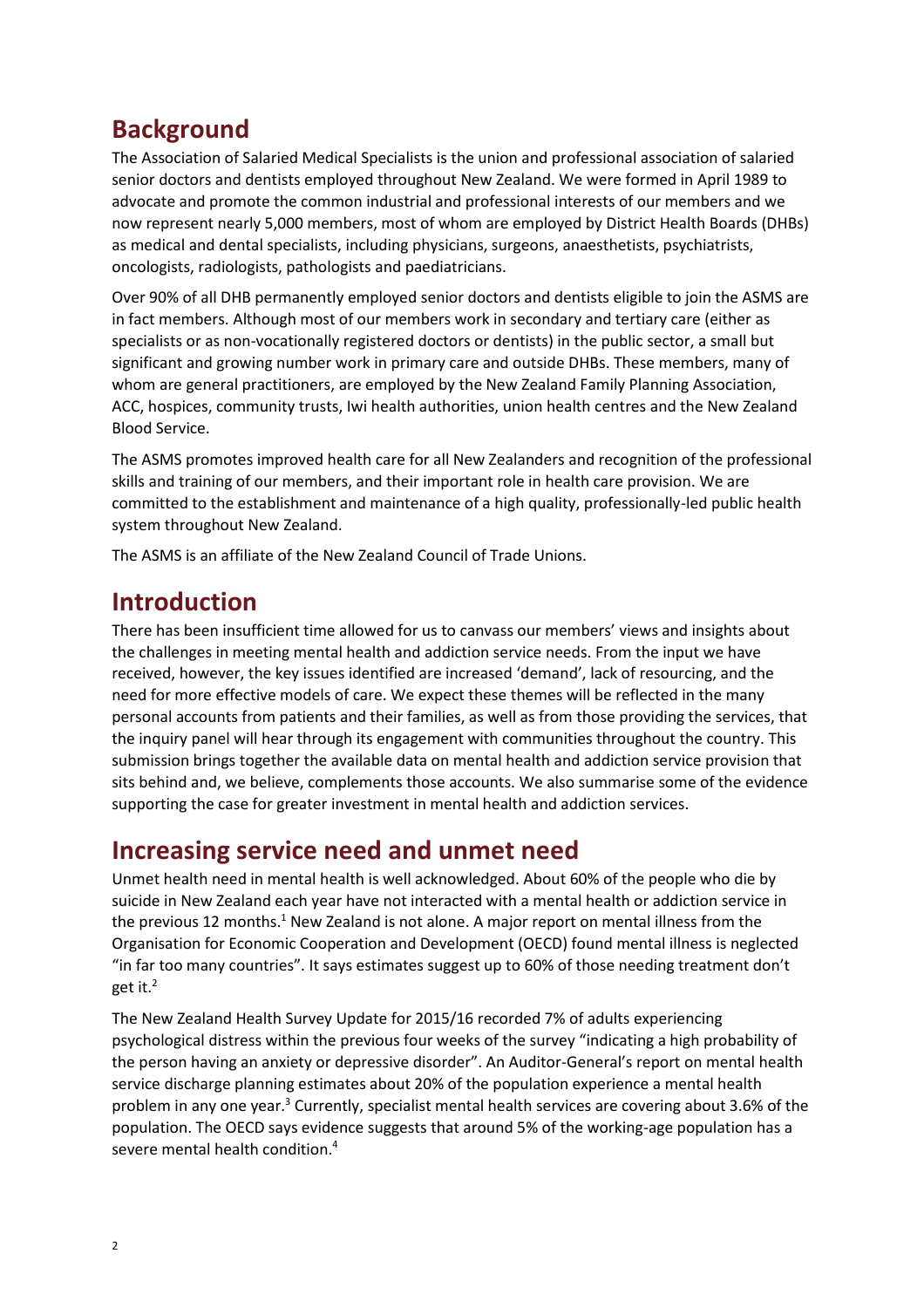## Background

The Association of Salaried Medical Specialists is the union and professional association of salaried senior doctors and dentists employed throughout New Zealand. We were formed in April 1989 to advocate and promote the common industrial and professional interests of our members and we now represent nearly 5,000 members, most of whom are employed by District Health Boards (DHBs) as medical and dental specialists, including physicians, surgeons, anaesthetists, psychiatrists, oncologists, radiologists, pathologists and paediatricians.

Over 90% of all DHB permanently employed senior doctors and dentists eligible to join the ASMS are in fact members. Although most of our members work in secondary and tertiary care (either as specialists or as non-vocationally registered doctors or dentists) in the public sector, a small but significant and growing number work in primary care and outside DHBs. These members, many of whom are general practitioners, are employed by the New Zealand Family Planning Association, ACC, hospices, community trusts, Iwi health authorities, union health centres and the New Zealand Blood Service.

The ASMS promotes improved health care for all New Zealanders and recognition of the professional skills and training of our members, and their important role in health care provision. We are committed to the establishment and maintenance of a high quality, professionally-led public health system throughout New Zealand.

The ASMS is an affiliate of the New Zealand Council of Trade Unions.

## Introduction

There has been insufficient time allowed for us to canvass our members' views and insights about the challenges in meeting mental health and addiction service needs. From the input we have received, however, the key issues identified are increased 'demand', lack of resourcing, and the need for more effective models of care. We expect these themes will be reflected in the many personal accounts from patients and their families, as well as from those providing the services, that the inquiry panel will hear through its engagement with communities throughout the country. This submission brings together the available data on mental health and addiction service provision that sits behind and, we believe, complements those accounts. We also summarise some of the evidence supporting the case for greater investment in mental health and addiction services.

## Increasing service need and unmet need

Unmet health need in mental health is well acknowledged. About 60% of the people who die by suicide in New Zealand each year have not interacted with a mental health or addiction service in the previous 12 months.[1] New Zealand is not alone. A major report on mental illness from the Organisation for Economic Cooperation and Development (OECD) found mental illness is neglected "in far too many countries". It says estimates suggest up to 60% of those needing treatment don't get it.[2]

The New Zealand Health Survey Update for 2015/16 recorded 7% of adults experiencing psychological distress within the previous four weeks of the survey "indicating a high probability of the person having an anxiety or depressive disorder". An Auditor-General's report on mental health service discharge planning estimates about 20% of the population experience a mental health problem in any one year.[3] Currently, specialist mental health services are covering about 3.6% of the population. The OECD says evidence suggests that around 5% of the working-age population has a severe mental health condition.[4]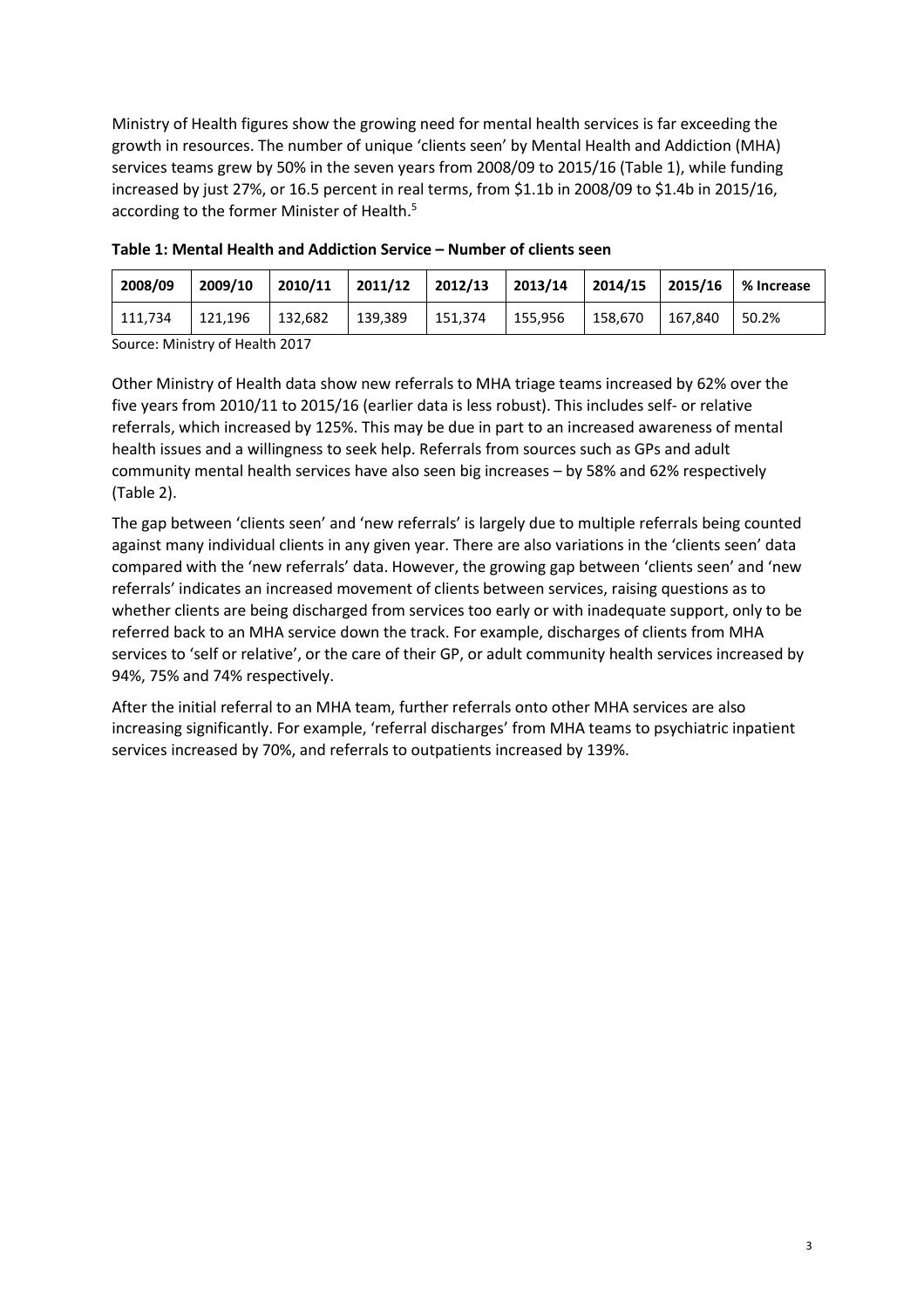Ministry of Health figures show the growing need for mental health services is far exceeding the growth in resources. The number of unique 'clients seen' by Mental Health and Addiction (MHA) services teams grew by 50% in the seven years from 2008/09 to 2015/16 (Table 1), while funding increased by just 27%, or 16.5 percent in real terms, from $1.1b in 2008/09 to $1.4b in 2015/16, according to the former Minister of Health.[5]

**Table 1: Mental Health and Addiction Service – Number of clients seen**

| 2008/09 | 2009/10 | 2010/11 | 2011/12 | 2012/13 | 2013/14 | 2014/15 | 2015/16 | % Increase |
|---|---|---|---|---|---|---|---|---|
| 111,734 | 121,196 | 132,682 | 139,389 | 151,374 | 155,956 | 158,670 | 167,840 | 50.2% |

Source: Ministry of Health 2017

Other Ministry of Health data show new referrals to MHA triage teams increased by 62% over the five years from 2010/11 to 2015/16 (earlier data is less robust). This includes self- or relative referrals, which increased by 125%. This may be due in part to an increased awareness of mental health issues and a willingness to seek help. Referrals from sources such as GPs and adult community mental health services have also seen big increases – by 58% and 62% respectively (Table 2).

The gap between 'clients seen' and 'new referrals' is largely due to multiple referrals being counted against many individual clients in any given year. There are also variations in the 'clients seen' data compared with the 'new referrals' data. However, the growing gap between 'clients seen' and 'new referrals' indicates an increased movement of clients between services, raising questions as to whether clients are being discharged from services too early or with inadequate support, only to be referred back to an MHA service down the track. For example, discharges of clients from MHA services to 'self or relative', or the care of their GP, or adult community health services increased by 94%, 75% and 74% respectively.

After the initial referral to an MHA team, further referrals onto other MHA services are also increasing significantly. For example, 'referral discharges' from MHA teams to psychiatric inpatient services increased by 70%, and referrals to outpatients increased by 139%.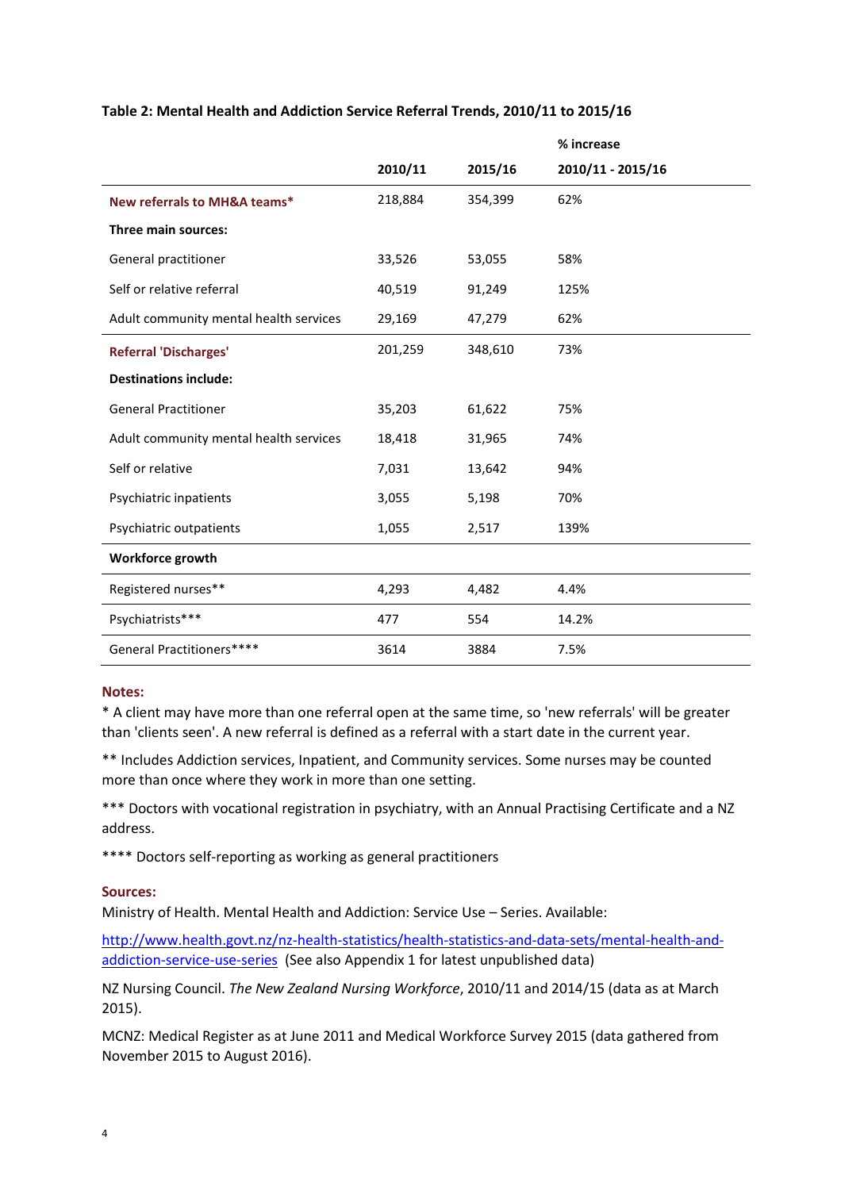**Table 2: Mental Health and Addiction Service Referral Trends, 2010/11 to 2015/16**

| | 2010/11 | 2015/16 | % increase 2010/11 - 2015/16 |
|---|---|---|---|
| **New referrals to MH&A teams*** | 218,884 | 354,399 | 62% |
| **Three main sources:** | | | |
| General practitioner | 33,526 | 53,055 | 58% |
| Self or relative referral | 40,519 | 91,249 | 125% |
| Adult community mental health services | 29,169 | 47,279 | 62% |
| **Referral 'Discharges'** | 201,259 | 348,610 | 73% |
| **Destinations include:** | | | |
| General Practitioner | 35,203 | 61,622 | 75% |
| Adult community mental health services | 18,418 | 31,965 | 74% |
| Self or relative | 7,031 | 13,642 | 94% |
| Psychiatric inpatients | 3,055 | 5,198 | 70% |
| Psychiatric outpatients | 1,055 | 2,517 | 139% |
| **Workforce growth** | | | |
| Registered nurses** | 4,293 | 4,482 | 4.4% |
| Psychiatrists*** | 477 | 554 | 14.2% |
| General Practitioners**** | 3614 | 3884 | 7.5% |

**Notes:**

* A client may have more than one referral open at the same time, so 'new referrals' will be greater than 'clients seen'. A new referral is defined as a referral with a start date in the current year.

** Includes Addiction services, Inpatient, and Community services. Some nurses may be counted more than once where they work in more than one setting.

*** Doctors with vocational registration in psychiatry, with an Annual Practising Certificate and a NZ address.

**** Doctors self-reporting as working as general practitioners

**Sources:**

Ministry of Health. Mental Health and Addiction: Service Use – Series. Available:

http://www.health.govt.nz/nz-health-statistics/health-statistics-and-data-sets/mental-health-and-addiction-service-use-series (See also Appendix 1 for latest unpublished data)

NZ Nursing Council. *The New Zealand Nursing Workforce*, 2010/11 and 2014/15 (data as at March 2015).

MCNZ: Medical Register as at June 2011 and Medical Workforce Survey 2015 (data gathered from November 2015 to August 2016).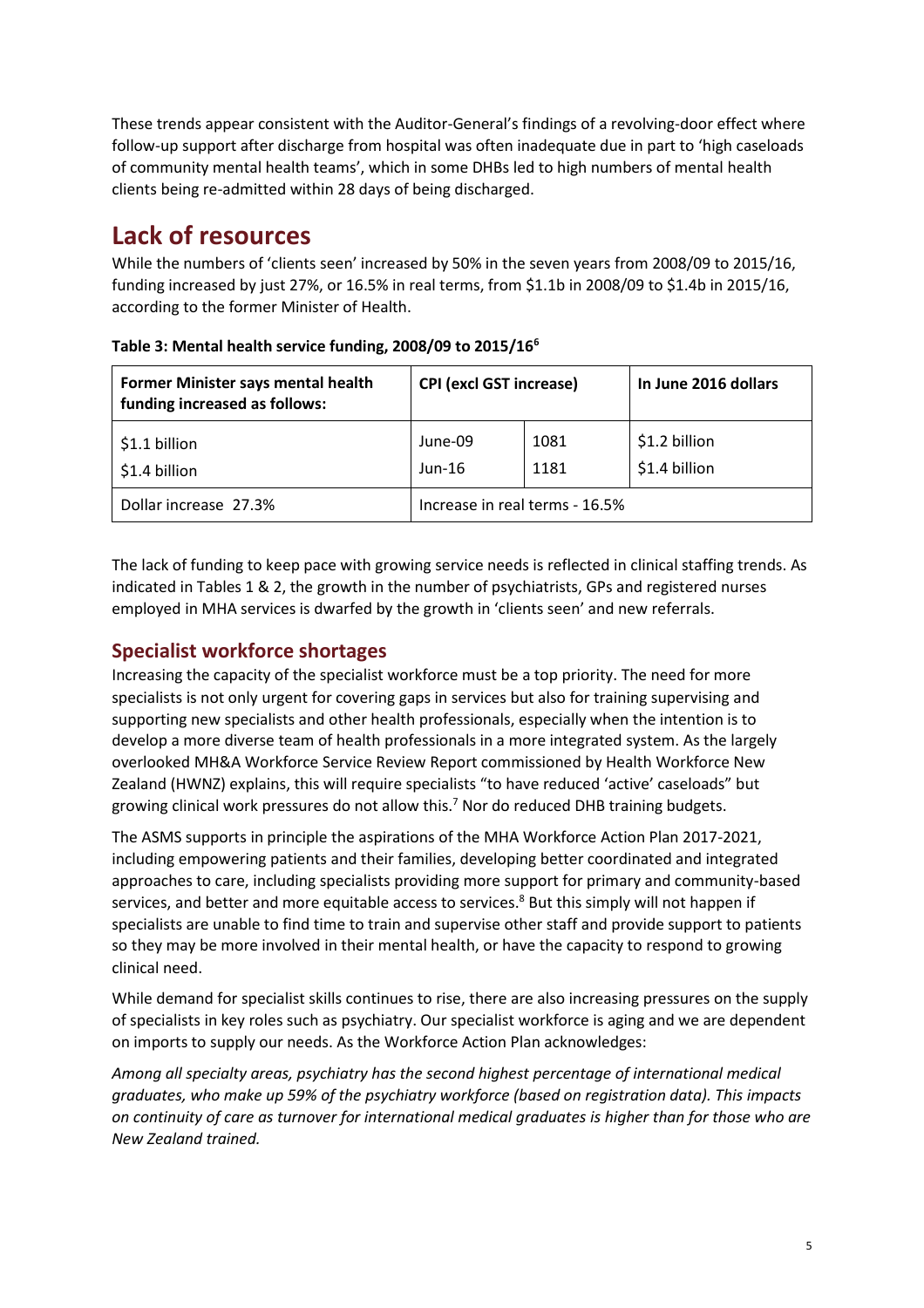These trends appear consistent with the Auditor-General's findings of a revolving-door effect where follow-up support after discharge from hospital was often inadequate due in part to 'high caseloads of community mental health teams', which in some DHBs led to high numbers of mental health clients being re-admitted within 28 days of being discharged.

# Lack of resources

While the numbers of 'clients seen' increased by 50% in the seven years from 2008/09 to 2015/16, funding increased by just 27%, or 16.5% in real terms, from $1.1b in 2008/09 to $1.4b in 2015/16, according to the former Minister of Health.

**Table 3: Mental health service funding, 2008/09 to 2015/16**[6]

| Former Minister says mental health funding increased as follows: | CPI (excl GST increase) | | In June 2016 dollars |
|---|---|---|---|
| $1.1 billion<br>$1.4 billion | June-09<br>Jun-16 | 1081<br>1181 | $1.2 billion<br>$1.4 billion |
| Dollar increase 27.3% | Increase in real terms - 16.5% | | |

The lack of funding to keep pace with growing service needs is reflected in clinical staffing trends. As indicated in Tables 1 & 2, the growth in the number of psychiatrists, GPs and registered nurses employed in MHA services is dwarfed by the growth in 'clients seen' and new referrals.

## Specialist workforce shortages

Increasing the capacity of the specialist workforce must be a top priority. The need for more specialists is not only urgent for covering gaps in services but also for training supervising and supporting new specialists and other health professionals, especially when the intention is to develop a more diverse team of health professionals in a more integrated system. As the largely overlooked MH&A Workforce Service Review Report commissioned by Health Workforce New Zealand (HWNZ) explains, this will require specialists "to have reduced 'active' caseloads" but growing clinical work pressures do not allow this.[7] Nor do reduced DHB training budgets.

The ASMS supports in principle the aspirations of the MHA Workforce Action Plan 2017-2021, including empowering patients and their families, developing better coordinated and integrated approaches to care, including specialists providing more support for primary and community-based services, and better and more equitable access to services.[8] But this simply will not happen if specialists are unable to find time to train and supervise other staff and provide support to patients so they may be more involved in their mental health, or have the capacity to respond to growing clinical need.

While demand for specialist skills continues to rise, there are also increasing pressures on the supply of specialists in key roles such as psychiatry. Our specialist workforce is aging and we are dependent on imports to supply our needs. As the Workforce Action Plan acknowledges:

*Among all specialty areas, psychiatry has the second highest percentage of international medical graduates, who make up 59% of the psychiatry workforce (based on registration data). This impacts on continuity of care as turnover for international medical graduates is higher than for those who are New Zealand trained.*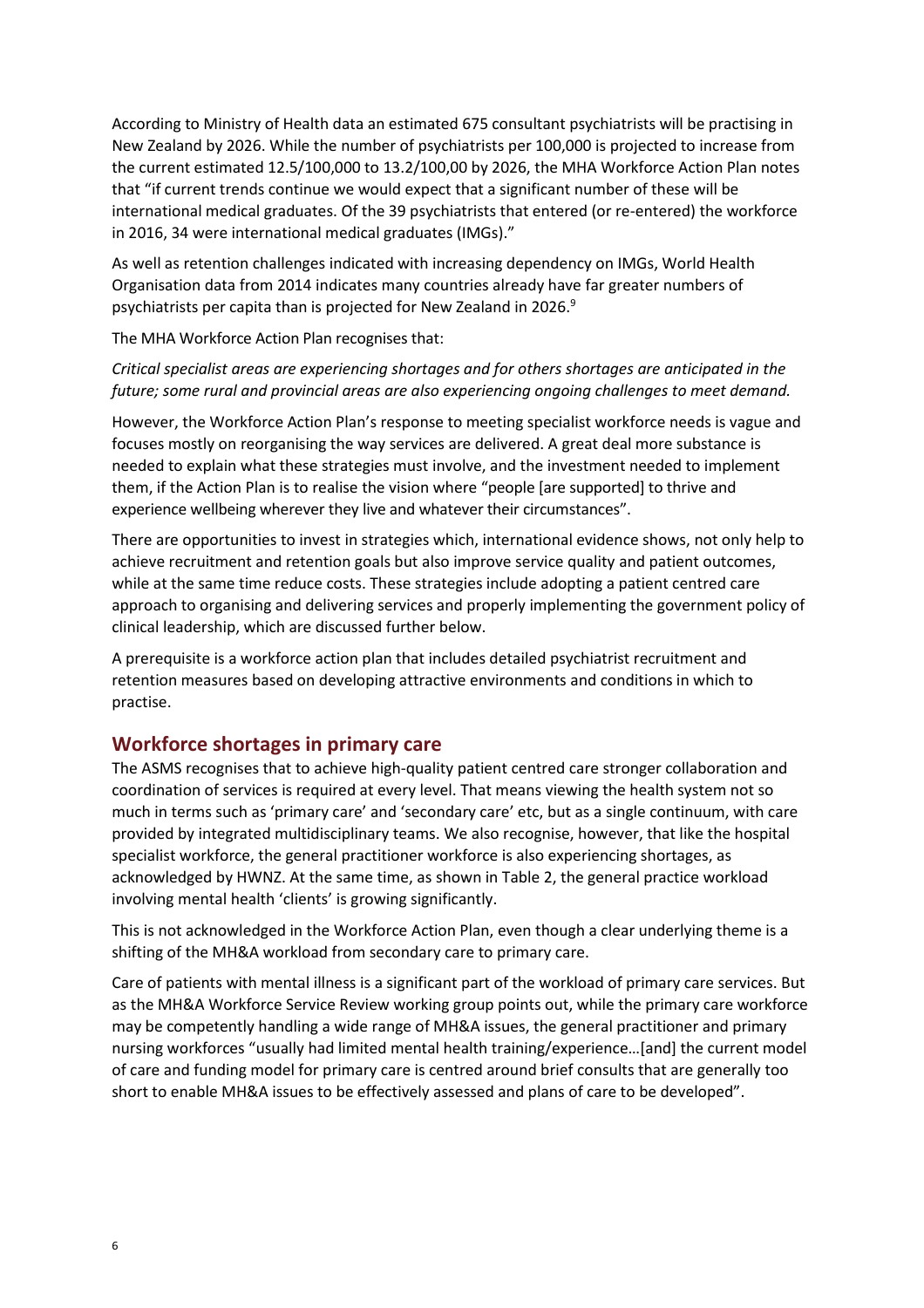According to Ministry of Health data an estimated 675 consultant psychiatrists will be practising in New Zealand by 2026. While the number of psychiatrists per 100,000 is projected to increase from the current estimated 12.5/100,000 to 13.2/100,00 by 2026, the MHA Workforce Action Plan notes that "if current trends continue we would expect that a significant number of these will be international medical graduates. Of the 39 psychiatrists that entered (or re-entered) the workforce in 2016, 34 were international medical graduates (IMGs)."

As well as retention challenges indicated with increasing dependency on IMGs, World Health Organisation data from 2014 indicates many countries already have far greater numbers of psychiatrists per capita than is projected for New Zealand in 2026.[9]

The MHA Workforce Action Plan recognises that:

*Critical specialist areas are experiencing shortages and for others shortages are anticipated in the future; some rural and provincial areas are also experiencing ongoing challenges to meet demand.*

However, the Workforce Action Plan's response to meeting specialist workforce needs is vague and focuses mostly on reorganising the way services are delivered. A great deal more substance is needed to explain what these strategies must involve, and the investment needed to implement them, if the Action Plan is to realise the vision where "people [are supported] to thrive and experience wellbeing wherever they live and whatever their circumstances".

There are opportunities to invest in strategies which, international evidence shows, not only help to achieve recruitment and retention goals but also improve service quality and patient outcomes, while at the same time reduce costs. These strategies include adopting a patient centred care approach to organising and delivering services and properly implementing the government policy of clinical leadership, which are discussed further below.

A prerequisite is a workforce action plan that includes detailed psychiatrist recruitment and retention measures based on developing attractive environments and conditions in which to practise.

## Workforce shortages in primary care

The ASMS recognises that to achieve high-quality patient centred care stronger collaboration and coordination of services is required at every level. That means viewing the health system not so much in terms such as 'primary care' and 'secondary care' etc, but as a single continuum, with care provided by integrated multidisciplinary teams. We also recognise, however, that like the hospital specialist workforce, the general practitioner workforce is also experiencing shortages, as acknowledged by HWNZ. At the same time, as shown in Table 2, the general practice workload involving mental health 'clients' is growing significantly.

This is not acknowledged in the Workforce Action Plan, even though a clear underlying theme is a shifting of the MH&A workload from secondary care to primary care.

Care of patients with mental illness is a significant part of the workload of primary care services. But as the MH&A Workforce Service Review working group points out, while the primary care workforce may be competently handling a wide range of MH&A issues, the general practitioner and primary nursing workforces "usually had limited mental health training/experience…[and] the current model of care and funding model for primary care is centred around brief consults that are generally too short to enable MH&A issues to be effectively assessed and plans of care to be developed".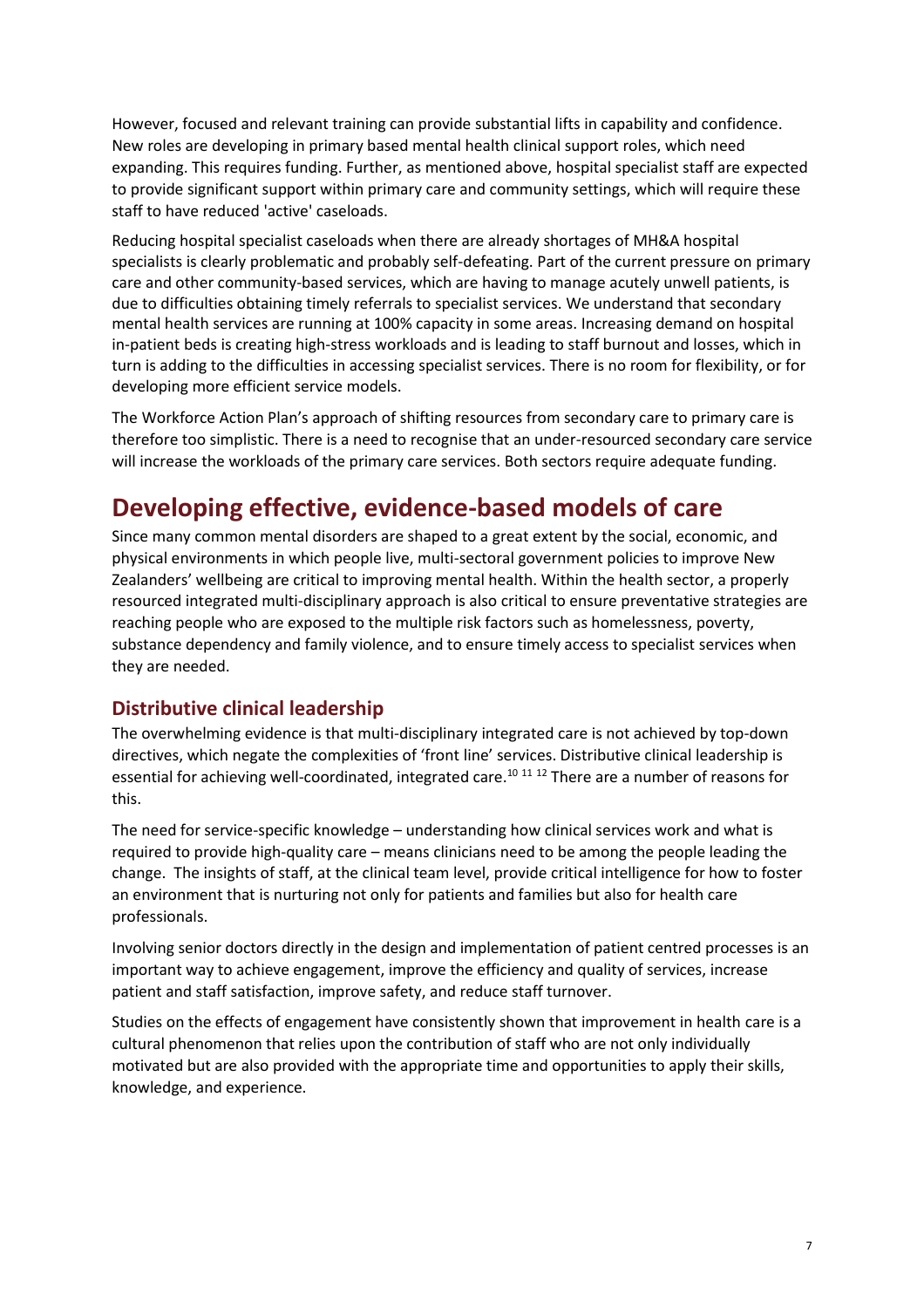However, focused and relevant training can provide substantial lifts in capability and confidence. New roles are developing in primary based mental health clinical support roles, which need expanding. This requires funding. Further, as mentioned above, hospital specialist staff are expected to provide significant support within primary care and community settings, which will require these staff to have reduced 'active' caseloads.

Reducing hospital specialist caseloads when there are already shortages of MH&A hospital specialists is clearly problematic and probably self-defeating. Part of the current pressure on primary care and other community-based services, which are having to manage acutely unwell patients, is due to difficulties obtaining timely referrals to specialist services. We understand that secondary mental health services are running at 100% capacity in some areas. Increasing demand on hospital in-patient beds is creating high-stress workloads and is leading to staff burnout and losses, which in turn is adding to the difficulties in accessing specialist services. There is no room for flexibility, or for developing more efficient service models.

The Workforce Action Plan's approach of shifting resources from secondary care to primary care is therefore too simplistic. There is a need to recognise that an under-resourced secondary care service will increase the workloads of the primary care services. Both sectors require adequate funding.

# Developing effective, evidence-based models of care

Since many common mental disorders are shaped to a great extent by the social, economic, and physical environments in which people live, multi-sectoral government policies to improve New Zealanders' wellbeing are critical to improving mental health. Within the health sector, a properly resourced integrated multi-disciplinary approach is also critical to ensure preventative strategies are reaching people who are exposed to the multiple risk factors such as homelessness, poverty, substance dependency and family violence, and to ensure timely access to specialist services when they are needed.

## Distributive clinical leadership

The overwhelming evidence is that multi-disciplinary integrated care is not achieved by top-down directives, which negate the complexities of 'front line' services. Distributive clinical leadership is essential for achieving well-coordinated, integrated care.[10] [11] [12] There are a number of reasons for this.

The need for service-specific knowledge – understanding how clinical services work and what is required to provide high-quality care – means clinicians need to be among the people leading the change. The insights of staff, at the clinical team level, provide critical intelligence for how to foster an environment that is nurturing not only for patients and families but also for health care professionals.

Involving senior doctors directly in the design and implementation of patient centred processes is an important way to achieve engagement, improve the efficiency and quality of services, increase patient and staff satisfaction, improve safety, and reduce staff turnover.

Studies on the effects of engagement have consistently shown that improvement in health care is a cultural phenomenon that relies upon the contribution of staff who are not only individually motivated but are also provided with the appropriate time and opportunities to apply their skills, knowledge, and experience.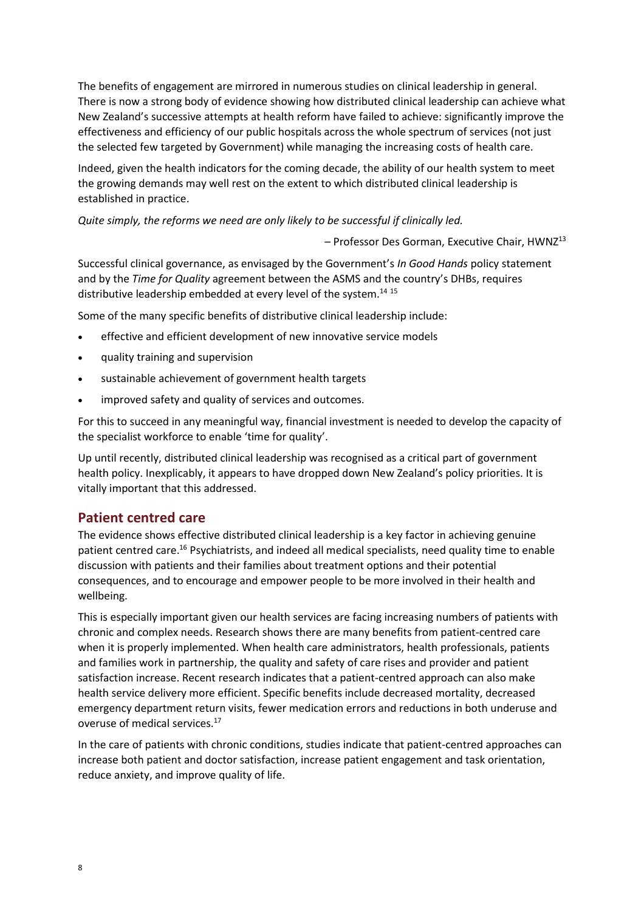The benefits of engagement are mirrored in numerous studies on clinical leadership in general. There is now a strong body of evidence showing how distributed clinical leadership can achieve what New Zealand's successive attempts at health reform have failed to achieve: significantly improve the effectiveness and efficiency of our public hospitals across the whole spectrum of services (not just the selected few targeted by Government) while managing the increasing costs of health care.

Indeed, given the health indicators for the coming decade, the ability of our health system to meet the growing demands may well rest on the extent to which distributed clinical leadership is established in practice.

*Quite simply, the reforms we need are only likely to be successful if clinically led.*

– Professor Des Gorman, Executive Chair, HWNZ[13]

Successful clinical governance, as envisaged by the Government's *In Good Hands* policy statement and by the *Time for Quality* agreement between the ASMS and the country's DHBs, requires distributive leadership embedded at every level of the system.[14 15]

Some of the many specific benefits of distributive clinical leadership include:

- effective and efficient development of new innovative service models
- quality training and supervision
- sustainable achievement of government health targets
- improved safety and quality of services and outcomes.

For this to succeed in any meaningful way, financial investment is needed to develop the capacity of the specialist workforce to enable 'time for quality'.

Up until recently, distributed clinical leadership was recognised as a critical part of government health policy. Inexplicably, it appears to have dropped down New Zealand's policy priorities. It is vitally important that this addressed.

## Patient centred care

The evidence shows effective distributed clinical leadership is a key factor in achieving genuine patient centred care.[16] Psychiatrists, and indeed all medical specialists, need quality time to enable discussion with patients and their families about treatment options and their potential consequences, and to encourage and empower people to be more involved in their health and wellbeing.

This is especially important given our health services are facing increasing numbers of patients with chronic and complex needs. Research shows there are many benefits from patient-centred care when it is properly implemented. When health care administrators, health professionals, patients and families work in partnership, the quality and safety of care rises and provider and patient satisfaction increase. Recent research indicates that a patient-centred approach can also make health service delivery more efficient. Specific benefits include decreased mortality, decreased emergency department return visits, fewer medication errors and reductions in both underuse and overuse of medical services.[17]

In the care of patients with chronic conditions, studies indicate that patient-centred approaches can increase both patient and doctor satisfaction, increase patient engagement and task orientation, reduce anxiety, and improve quality of life.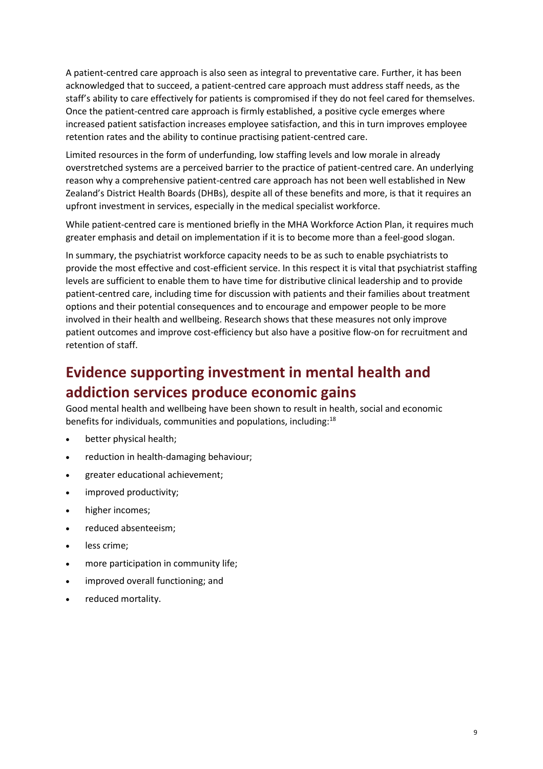A patient-centred care approach is also seen as integral to preventative care. Further, it has been acknowledged that to succeed, a patient-centred care approach must address staff needs, as the staff's ability to care effectively for patients is compromised if they do not feel cared for themselves. Once the patient-centred care approach is firmly established, a positive cycle emerges where increased patient satisfaction increases employee satisfaction, and this in turn improves employee retention rates and the ability to continue practising patient-centred care.

Limited resources in the form of underfunding, low staffing levels and low morale in already overstretched systems are a perceived barrier to the practice of patient-centred care. An underlying reason why a comprehensive patient-centred care approach has not been well established in New Zealand's District Health Boards (DHBs), despite all of these benefits and more, is that it requires an upfront investment in services, especially in the medical specialist workforce.

While patient-centred care is mentioned briefly in the MHA Workforce Action Plan, it requires much greater emphasis and detail on implementation if it is to become more than a feel-good slogan.

In summary, the psychiatrist workforce capacity needs to be as such to enable psychiatrists to provide the most effective and cost-efficient service. In this respect it is vital that psychiatrist staffing levels are sufficient to enable them to have time for distributive clinical leadership and to provide patient-centred care, including time for discussion with patients and their families about treatment options and their potential consequences and to encourage and empower people to be more involved in their health and wellbeing. Research shows that these measures not only improve patient outcomes and improve cost-efficiency but also have a positive flow-on for recruitment and retention of staff.

## Evidence supporting investment in mental health and addiction services produce economic gains

Good mental health and wellbeing have been shown to result in health, social and economic benefits for individuals, communities and populations, including:[18]

- better physical health;
- reduction in health-damaging behaviour;
- greater educational achievement;
- improved productivity;
- higher incomes;
- reduced absenteeism;
- less crime;
- more participation in community life;
- improved overall functioning; and
- reduced mortality.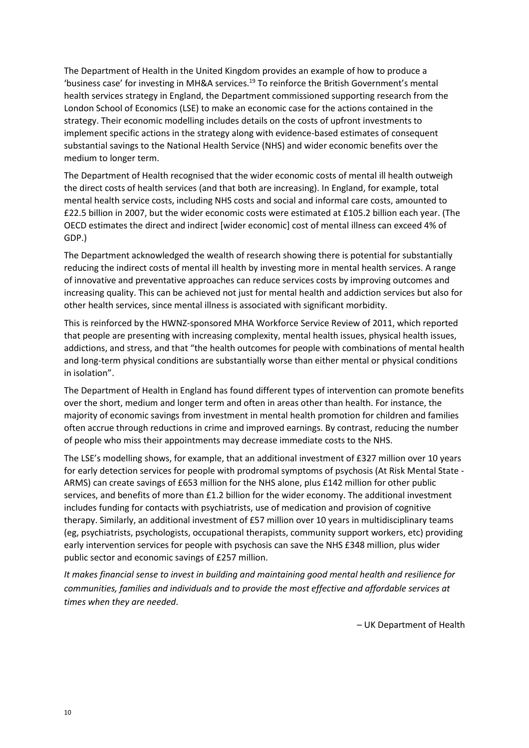The Department of Health in the United Kingdom provides an example of how to produce a 'business case' for investing in MH&A services.[19] To reinforce the British Government's mental health services strategy in England, the Department commissioned supporting research from the London School of Economics (LSE) to make an economic case for the actions contained in the strategy. Their economic modelling includes details on the costs of upfront investments to implement specific actions in the strategy along with evidence-based estimates of consequent substantial savings to the National Health Service (NHS) and wider economic benefits over the medium to longer term.

The Department of Health recognised that the wider economic costs of mental ill health outweigh the direct costs of health services (and that both are increasing). In England, for example, total mental health service costs, including NHS costs and social and informal care costs, amounted to £22.5 billion in 2007, but the wider economic costs were estimated at £105.2 billion each year. (The OECD estimates the direct and indirect [wider economic] cost of mental illness can exceed 4% of GDP.)

The Department acknowledged the wealth of research showing there is potential for substantially reducing the indirect costs of mental ill health by investing more in mental health services. A range of innovative and preventative approaches can reduce services costs by improving outcomes and increasing quality. This can be achieved not just for mental health and addiction services but also for other health services, since mental illness is associated with significant morbidity.

This is reinforced by the HWNZ-sponsored MHA Workforce Service Review of 2011, which reported that people are presenting with increasing complexity, mental health issues, physical health issues, addictions, and stress, and that "the health outcomes for people with combinations of mental health and long-term physical conditions are substantially worse than either mental or physical conditions in isolation".

The Department of Health in England has found different types of intervention can promote benefits over the short, medium and longer term and often in areas other than health. For instance, the majority of economic savings from investment in mental health promotion for children and families often accrue through reductions in crime and improved earnings. By contrast, reducing the number of people who miss their appointments may decrease immediate costs to the NHS.

The LSE's modelling shows, for example, that an additional investment of £327 million over 10 years for early detection services for people with prodromal symptoms of psychosis (At Risk Mental State - ARMS) can create savings of £653 million for the NHS alone, plus £142 million for other public services, and benefits of more than £1.2 billion for the wider economy. The additional investment includes funding for contacts with psychiatrists, use of medication and provision of cognitive therapy. Similarly, an additional investment of £57 million over 10 years in multidisciplinary teams (eg, psychiatrists, psychologists, occupational therapists, community support workers, etc) providing early intervention services for people with psychosis can save the NHS £348 million, plus wider public sector and economic savings of £257 million.

*It makes financial sense to invest in building and maintaining good mental health and resilience for communities, families and individuals and to provide the most effective and affordable services at times when they are needed*.

– UK Department of Health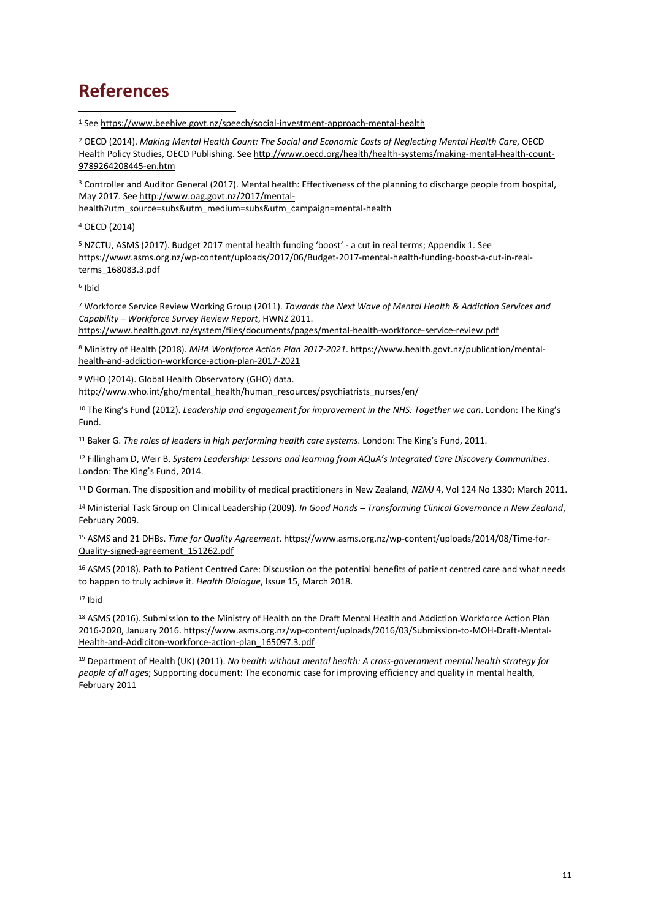# References

[1] See https://www.beehive.govt.nz/speech/social-investment-approach-mental-health

[2] OECD (2014). *Making Mental Health Count: The Social and Economic Costs of Neglecting Mental Health Care*, OECD Health Policy Studies, OECD Publishing. See http://www.oecd.org/health/health-systems/making-mental-health-count-9789264208445-en.htm

[3] Controller and Auditor General (2017). Mental health: Effectiveness of the planning to discharge people from hospital, May 2017. See http://www.oag.govt.nz/2017/mental-health?utm_source=subs&utm_medium=subs&utm_campaign=mental-health

[4] OECD (2014)

[5] NZCTU, ASMS (2017). Budget 2017 mental health funding 'boost' - a cut in real terms; Appendix 1. See https://www.asms.org.nz/wp-content/uploads/2017/06/Budget-2017-mental-health-funding-boost-a-cut-in-real-terms_168083.3.pdf

[6] Ibid

[7] Workforce Service Review Working Group (2011). *Towards the Next Wave of Mental Health & Addiction Services and Capability – Workforce Survey Review Report*, HWNZ 2011. https://www.health.govt.nz/system/files/documents/pages/mental-health-workforce-service-review.pdf

[8] Ministry of Health (2018). *MHA Workforce Action Plan 2017-2021*. https://www.health.govt.nz/publication/mental-health-and-addiction-workforce-action-plan-2017-2021

[9] WHO (2014). Global Health Observatory (GHO) data. http://www.who.int/gho/mental_health/human_resources/psychiatrists_nurses/en/

[10] The King's Fund (2012). *Leadership and engagement for improvement in the NHS: Together we can*. London: The King's Fund.

[11] Baker G. *The roles of leaders in high performing health care systems*. London: The King's Fund, 2011.

[12] Fillingham D, Weir B. *System Leadership: Lessons and learning from AQuA's Integrated Care Discovery Communities*. London: The King's Fund, 2014.

[13] D Gorman. The disposition and mobility of medical practitioners in New Zealand, *NZMJ* 4, Vol 124 No 1330; March 2011.

[14] Ministerial Task Group on Clinical Leadership (2009)*. In Good Hands – Transforming Clinical Governance n New Zealand*, February 2009.

[15] ASMS and 21 DHBs. *Time for Quality Agreement*. https://www.asms.org.nz/wp-content/uploads/2014/08/Time-for-Quality-signed-agreement_151262.pdf

[16] ASMS (2018). Path to Patient Centred Care: Discussion on the potential benefits of patient centred care and what needs to happen to truly achieve it. *Health Dialogue*, Issue 15, March 2018.

[17] Ibid

[18] ASMS (2016). Submission to the Ministry of Health on the Draft Mental Health and Addiction Workforce Action Plan 2016-2020, January 2016. https://www.asms.org.nz/wp-content/uploads/2016/03/Submission-to-MOH-Draft-Mental-Health-and-Addiciton-workforce-action-plan_165097.3.pdf

[19] Department of Health (UK) (2011). *No health without mental health: A cross-government mental health strategy for people of all ages*; Supporting document: The economic case for improving efficiency and quality in mental health, February 2011